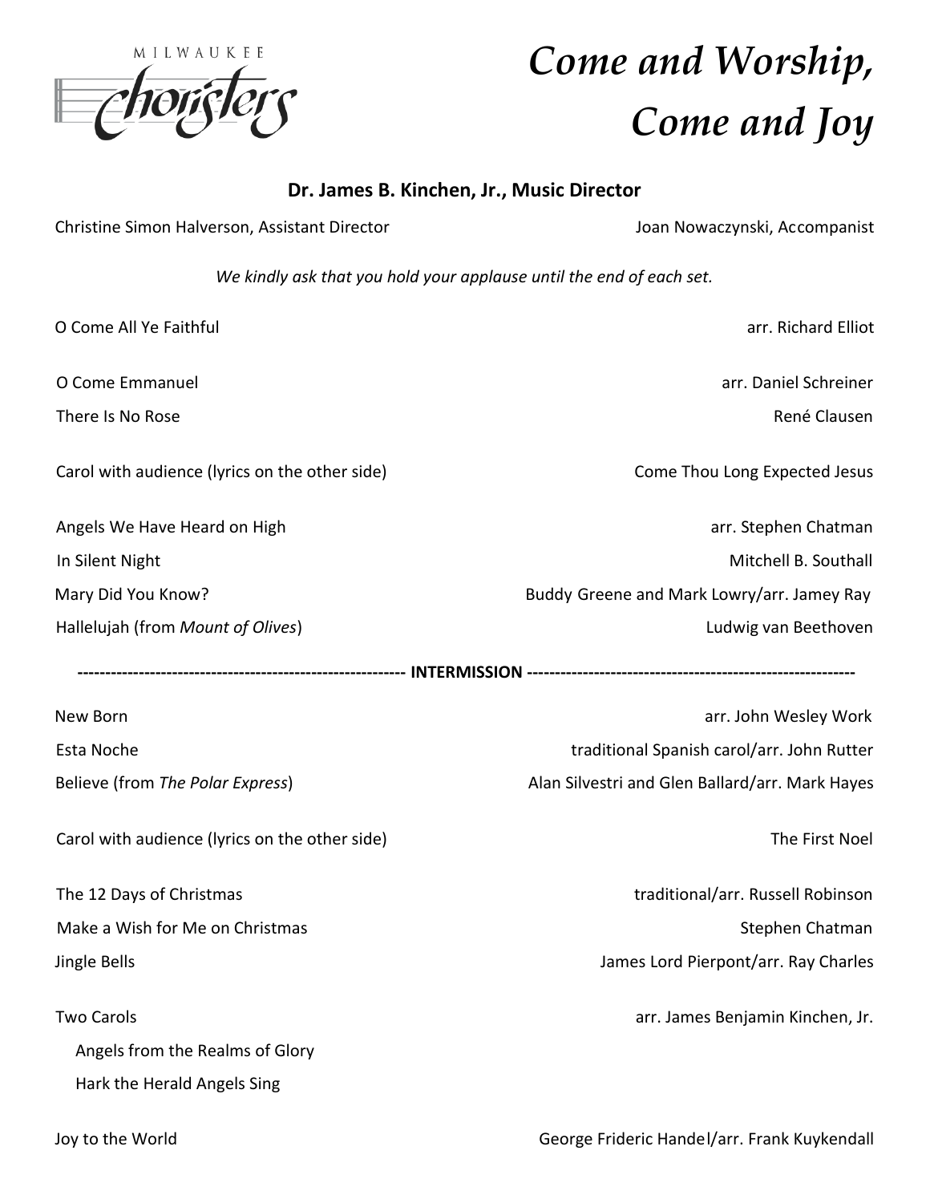MILWAUKEE choristers

# Come and Worship, Come and Joy

**Dr. James B. Kinchen, Jr., Music Director**

Christine Simon Halverson, Assistant Director — Joan Nowaczynski, Accompanist

*We kindly ask that you hold your applause until the end of each set.*

O Come All Ye Faithful — arr. Richard Elliot

O Come Emmanuel — arr. Daniel Schreiner
There Is No Rose — René Clausen

Carol with audience (lyrics on the other side) — Come Thou Long Expected Jesus

Angels We Have Heard on High — arr. Stephen Chatman
In Silent Night — Mitchell B. Southall
Mary Did You Know? — Buddy Greene and Mark Lowry/arr. Jamey Ray
Hallelujah (from *Mount of Olives*) — Ludwig van Beethoven

**INTERMISSION**

New Born — arr. John Wesley Work
Esta Noche — traditional Spanish carol/arr. John Rutter
Believe (from *The Polar Express*) — Alan Silvestri and Glen Ballard/arr. Mark Hayes

Carol with audience (lyrics on the other side) — The First Noel

The 12 Days of Christmas — traditional/arr. Russell Robinson
Make a Wish for Me on Christmas — Stephen Chatman
Jingle Bells — James Lord Pierpont/arr. Ray Charles

Two Carols — arr. James Benjamin Kinchen, Jr.
- Angels from the Realms of Glory
- Hark the Herald Angels Sing

Joy to the World — George Frideric Handel/arr. Frank Kuykendall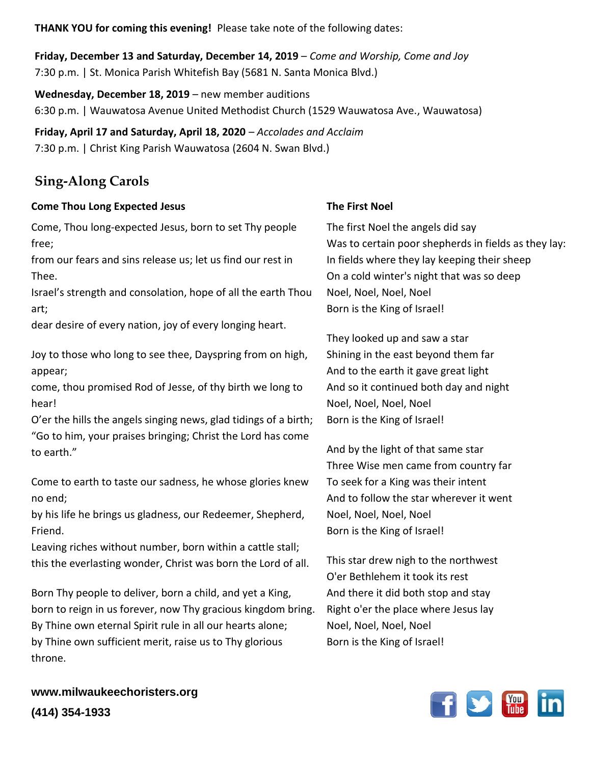**THANK YOU for coming this evening!** Please take note of the following dates:

**Friday, December 13 and Saturday, December 14, 2019** – *Come and Worship, Come and Joy*
7:30 p.m. | St. Monica Parish Whitefish Bay (5681 N. Santa Monica Blvd.)

**Wednesday, December 18, 2019** – new member auditions
6:30 p.m. | Wauwatosa Avenue United Methodist Church (1529 Wauwatosa Ave., Wauwatosa)

**Friday, April 17 and Saturday, April 18, 2020** – *Accolades and Acclaim*
7:30 p.m. | Christ King Parish Wauwatosa (2604 N. Swan Blvd.)

## Sing-Along Carols

### Come Thou Long Expected Jesus

Come, Thou long-expected Jesus, born to set Thy people free;
from our fears and sins release us; let us find our rest in Thee.
Israel's strength and consolation, hope of all the earth Thou art;
dear desire of every nation, joy of every longing heart.

Joy to those who long to see thee, Dayspring from on high, appear;
come, thou promised Rod of Jesse, of thy birth we long to hear!
O'er the hills the angels singing news, glad tidings of a birth;
"Go to him, your praises bringing; Christ the Lord has come to earth."

Come to earth to taste our sadness, he whose glories knew no end;
by his life he brings us gladness, our Redeemer, Shepherd, Friend.
Leaving riches without number, born within a cattle stall;
this the everlasting wonder, Christ was born the Lord of all.

Born Thy people to deliver, born a child, and yet a King,
born to reign in us forever, now Thy gracious kingdom bring.
By Thine own eternal Spirit rule in all our hearts alone;
by Thine own sufficient merit, raise us to Thy glorious throne.

### The First Noel

The first Noel the angels did say
Was to certain poor shepherds in fields as they lay:
In fields where they lay keeping their sheep
On a cold winter's night that was so deep
Noel, Noel, Noel, Noel
Born is the King of Israel!

They looked up and saw a star
Shining in the east beyond them far
And to the earth it gave great light
And so it continued both day and night
Noel, Noel, Noel, Noel
Born is the King of Israel!

And by the light of that same star
Three Wise men came from country far
To seek for a King was their intent
And to follow the star wherever it went
Noel, Noel, Noel, Noel
Born is the King of Israel!

This star drew nigh to the northwest
O'er Bethlehem it took its rest
And there it did both stop and stay
Right o'er the place where Jesus lay
Noel, Noel, Noel, Noel
Born is the King of Israel!

**www.milwaukeechoristers.org**
**(414) 354-1933**